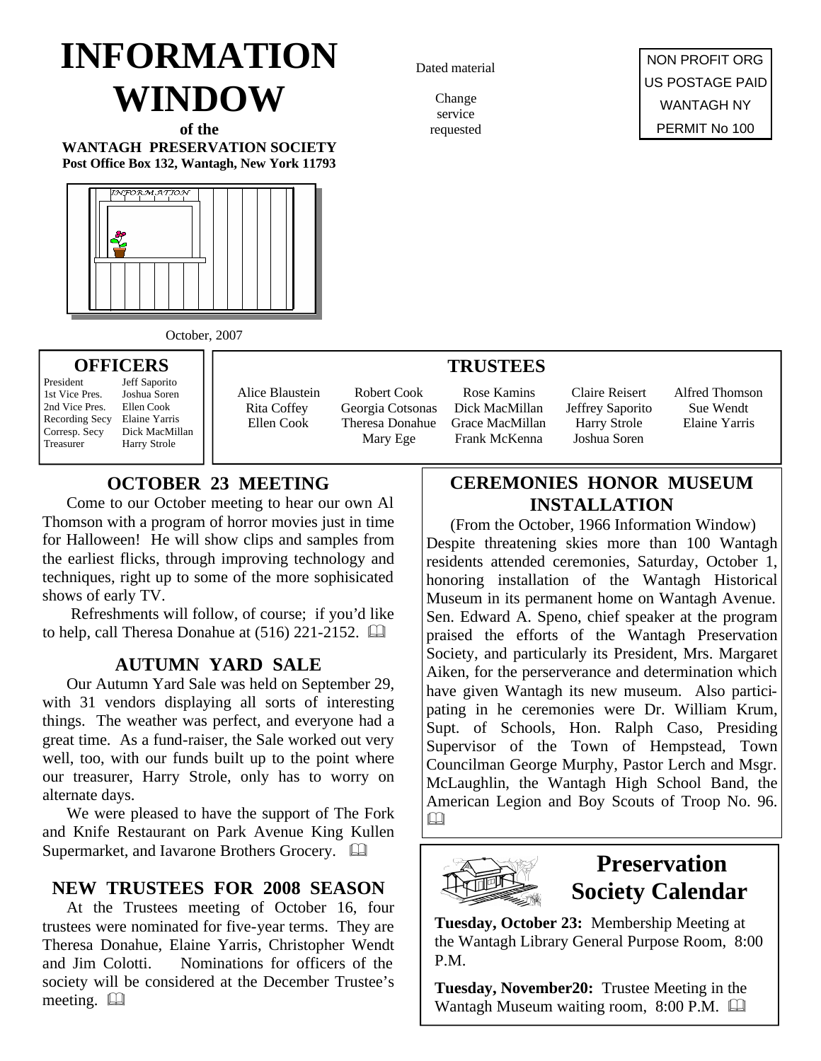# INFORMATION WINDOW

**of the**
**WANTAGH PRESERVATION SOCIETY**
**Post Office Box 132, Wantagh, New York 11793**

Dated material

Change service requested

NON PROFIT ORG
US POSTAGE PAID
WANTAGH NY
PERMIT No 100

October, 2007

## OFFICERS

| | |
|---|---|
| President | Jeff Saporito |
| 1st Vice Pres. | Joshua Soren |
| 2nd Vice Pres. | Ellen Cook |
| Recording Secy | Elaine Yarris |
| Corresp. Secy | Dick MacMillan |
| Treasurer | Harry Strole |

## TRUSTEES

| | | | | |
|---|---|---|---|---|
| Alice Blaustein | Robert Cook | Rose Kamins | Claire Reisert | Alfred Thomson |
| Rita Coffey | Georgia Cotsonas | Dick MacMillan | Jeffrey Saporito | Sue Wendt |
| Ellen Cook | Theresa Donahue | Grace MacMillan | Harry Strole | Elaine Yarris |
| | Mary Ege | Frank McKenna | Joshua Soren | |

## OCTOBER 23 MEETING

Come to our October meeting to hear our own Al Thomson with a program of horror movies just in time for Halloween! He will show clips and samples from the earliest flicks, through improving technology and techniques, right up to some of the more sophisicated shows of early TV.

Refreshments will follow, of course; if you'd like to help, call Theresa Donahue at (516) 221-2152.

## AUTUMN YARD SALE

Our Autumn Yard Sale was held on September 29, with 31 vendors displaying all sorts of interesting things. The weather was perfect, and everyone had a great time. As a fund-raiser, the Sale worked out very well, too, with our funds built up to the point where our treasurer, Harry Strole, only has to worry on alternate days.

We were pleased to have the support of The Fork and Knife Restaurant on Park Avenue King Kullen Supermarket, and Iavarone Brothers Grocery.

## NEW TRUSTEES FOR 2008 SEASON

At the Trustees meeting of October 16, four trustees were nominated for five-year terms. They are Theresa Donahue, Elaine Yarris, Christopher Wendt and Jim Colotti. Nominations for officers of the society will be considered at the December Trustee's meeting.

## CEREMONIES HONOR MUSEUM INSTALLATION

(From the October, 1966 Information Window)
Despite threatening skies more than 100 Wantagh residents attended ceremonies, Saturday, October 1, honoring installation of the Wantagh Historical Museum in its permanent home on Wantagh Avenue. Sen. Edward A. Speno, chief speaker at the program praised the efforts of the Wantagh Preservation Society, and particularly its President, Mrs. Margaret Aiken, for the perserverance and determination which have given Wantagh its new museum. Also participating in he ceremonies were Dr. William Krum, Supt. of Schools, Hon. Ralph Caso, Presiding Supervisor of the Town of Hempstead, Town Councilman George Murphy, Pastor Lerch and Msgr. McLaughlin, the Wantagh High School Band, the American Legion and Boy Scouts of Troop No. 96.

## Preservation Society Calendar

**Tuesday, October 23:** Membership Meeting at the Wantagh Library General Purpose Room, 8:00 P.M.

**Tuesday, November20:** Trustee Meeting in the Wantagh Museum waiting room, 8:00 P.M.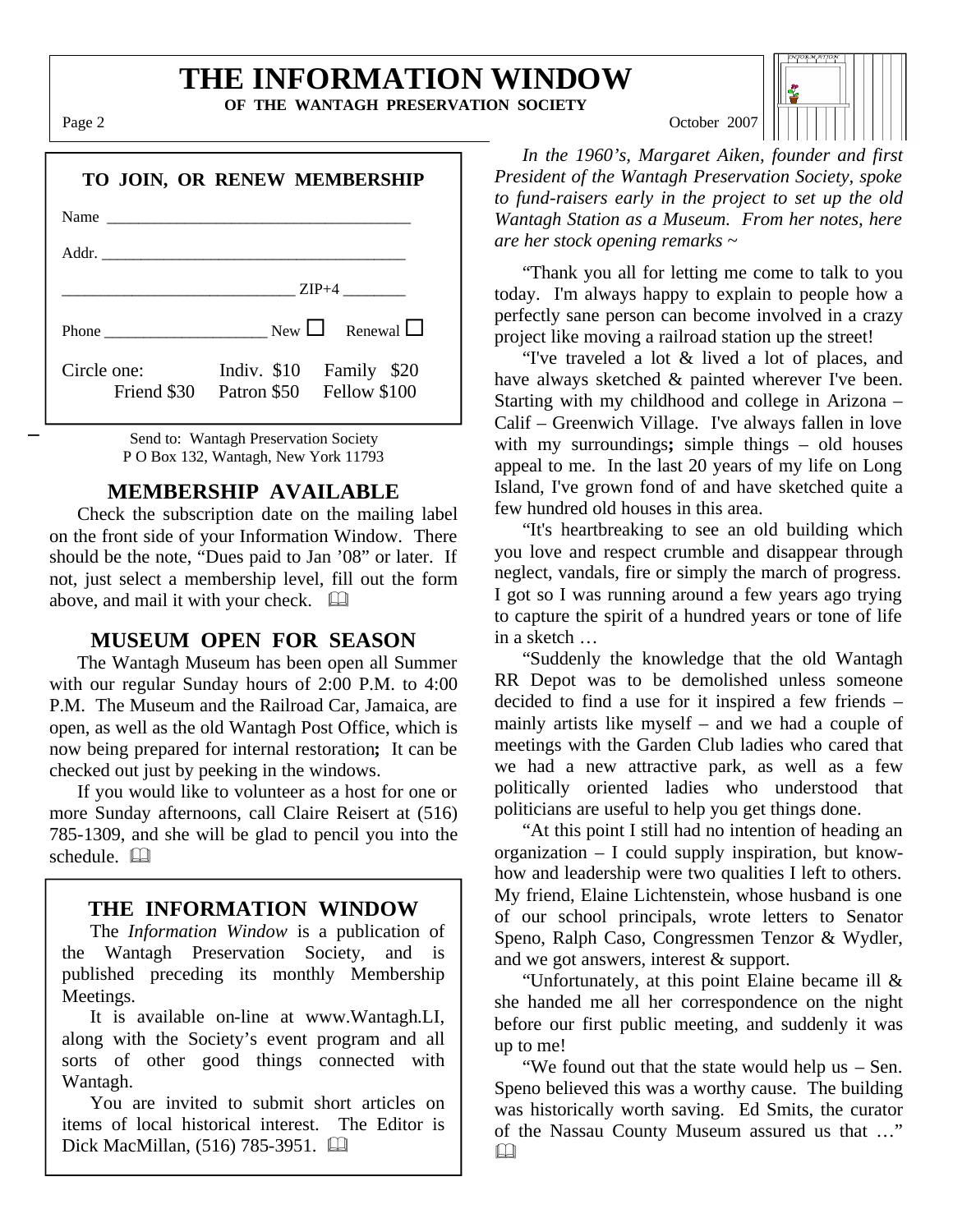# THE INFORMATION WINDOW

**OF THE WANTAGH PRESERVATION SOCIETY**

October 2007

### TO JOIN, OR RENEW MEMBERSHIP

Name ______________________________________

Addr. ______________________________________

_____________________________ ZIP+4 ________

Phone ____________________ New ☐ Renewal ☐

Circle one: Indiv. $10 Family $20
Friend $30 Patron $50 Fellow $100

Send to: Wantagh Preservation Society
P O Box 132, Wantagh, New York 11793

## MEMBERSHIP AVAILABLE

Check the subscription date on the mailing label on the front side of your Information Window. There should be the note, "Dues paid to Jan '08" or later. If not, just select a membership level, fill out the form above, and mail it with your check. 🕮

## MUSEUM OPEN FOR SEASON

The Wantagh Museum has been open all Summer with our regular Sunday hours of 2:00 P.M. to 4:00 P.M. The Museum and the Railroad Car, Jamaica, are open, as well as the old Wantagh Post Office, which is now being prepared for internal restoration**;** It can be checked out just by peeking in the windows.

If you would like to volunteer as a host for one or more Sunday afternoons, call Claire Reisert at (516) 785-1309, and she will be glad to pencil you into the schedule. 🕮

## THE INFORMATION WINDOW

The *Information Window* is a publication of the Wantagh Preservation Society, and is published preceding its monthly Membership Meetings.

It is available on-line at www.Wantagh.LI, along with the Society's event program and all sorts of other good things connected with Wantagh.

You are invited to submit short articles on items of local historical interest. The Editor is Dick MacMillan, (516) 785-3951. 🕮

*In the 1960's, Margaret Aiken, founder and first President of the Wantagh Preservation Society, spoke to fund-raisers early in the project to set up the old Wantagh Station as a Museum. From her notes, here are her stock opening remarks ~*

"Thank you all for letting me come to talk to you today. I'm always happy to explain to people how a perfectly sane person can become involved in a crazy project like moving a railroad station up the street!

"I've traveled a lot & lived a lot of places, and have always sketched & painted wherever I've been. Starting with my childhood and college in Arizona – Calif – Greenwich Village. I've always fallen in love with my surroundings**;** simple things – old houses appeal to me. In the last 20 years of my life on Long Island, I've grown fond of and have sketched quite a few hundred old houses in this area.

"It's heartbreaking to see an old building which you love and respect crumble and disappear through neglect, vandals, fire or simply the march of progress. I got so I was running around a few years ago trying to capture the spirit of a hundred years or tone of life in a sketch …

"Suddenly the knowledge that the old Wantagh RR Depot was to be demolished unless someone decided to find a use for it inspired a few friends – mainly artists like myself – and we had a couple of meetings with the Garden Club ladies who cared that we had a new attractive park, as well as a few politically oriented ladies who understood that politicians are useful to help you get things done.

"At this point I still had no intention of heading an organization – I could supply inspiration, but know-how and leadership were two qualities I left to others. My friend, Elaine Lichtenstein, whose husband is one of our school principals, wrote letters to Senator Speno, Ralph Caso, Congressmen Tenzor & Wydler, and we got answers, interest & support.

"Unfortunately, at this point Elaine became ill & she handed me all her correspondence on the night before our first public meeting, and suddenly it was up to me!

"We found out that the state would help us – Sen. Speno believed this was a worthy cause. The building was historically worth saving. Ed Smits, the curator of the Nassau County Museum assured us that …" 🕮